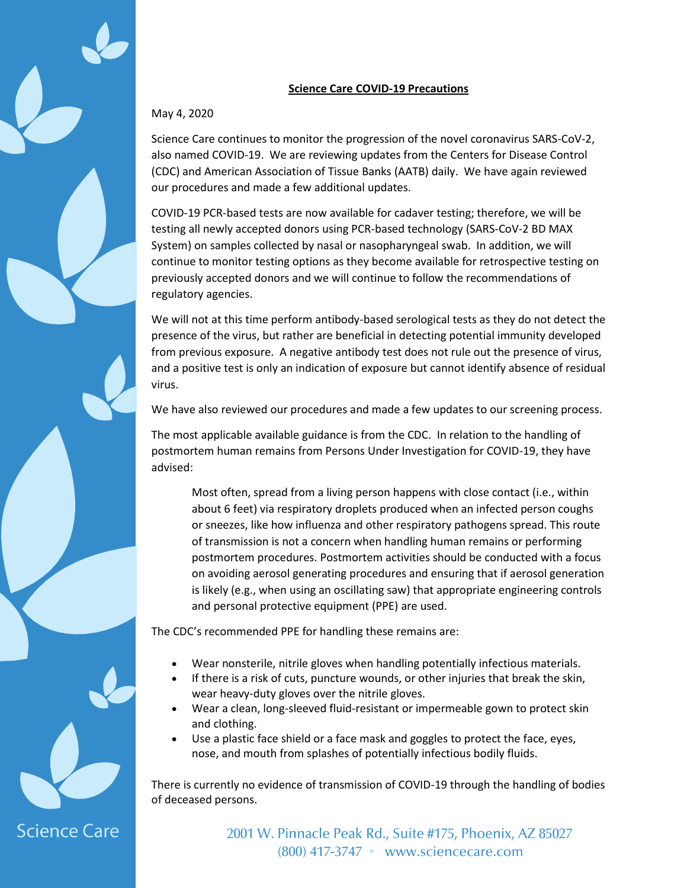**Science Care COVID-19 Precautions**

May 4, 2020

Science Care continues to monitor the progression of the novel coronavirus SARS-CoV-2, also named COVID-19. We are reviewing updates from the Centers for Disease Control (CDC) and American Association of Tissue Banks (AATB) daily. We have again reviewed our procedures and made a few additional updates.

COVID-19 PCR-based tests are now available for cadaver testing; therefore, we will be testing all newly accepted donors using PCR-based technology (SARS-CoV-2 BD MAX System) on samples collected by nasal or nasopharyngeal swab. In addition, we will continue to monitor testing options as they become available for retrospective testing on previously accepted donors and we will continue to follow the recommendations of regulatory agencies.

We will not at this time perform antibody-based serological tests as they do not detect the presence of the virus, but rather are beneficial in detecting potential immunity developed from previous exposure. A negative antibody test does not rule out the presence of virus, and a positive test is only an indication of exposure but cannot identify absence of residual virus.

We have also reviewed our procedures and made a few updates to our screening process.

The most applicable available guidance is from the CDC. In relation to the handling of postmortem human remains from Persons Under Investigation for COVID-19, they have advised:

> Most often, spread from a living person happens with close contact (i.e., within about 6 feet) via respiratory droplets produced when an infected person coughs or sneezes, like how influenza and other respiratory pathogens spread. This route of transmission is not a concern when handling human remains or performing postmortem procedures. Postmortem activities should be conducted with a focus on avoiding aerosol generating procedures and ensuring that if aerosol generation is likely (e.g., when using an oscillating saw) that appropriate engineering controls and personal protective equipment (PPE) are used.

The CDC's recommended PPE for handling these remains are:

- Wear nonsterile, nitrile gloves when handling potentially infectious materials.
- If there is a risk of cuts, puncture wounds, or other injuries that break the skin, wear heavy-duty gloves over the nitrile gloves.
- Wear a clean, long-sleeved fluid-resistant or impermeable gown to protect skin and clothing.
- Use a plastic face shield or a face mask and goggles to protect the face, eyes, nose, and mouth from splashes of potentially infectious bodily fluids.

There is currently no evidence of transmission of COVID-19 through the handling of bodies of deceased persons.

Science Care

2001 W. Pinnacle Peak Rd., Suite #175, Phoenix, AZ 85027
(800) 417-3747 • www.sciencecare.com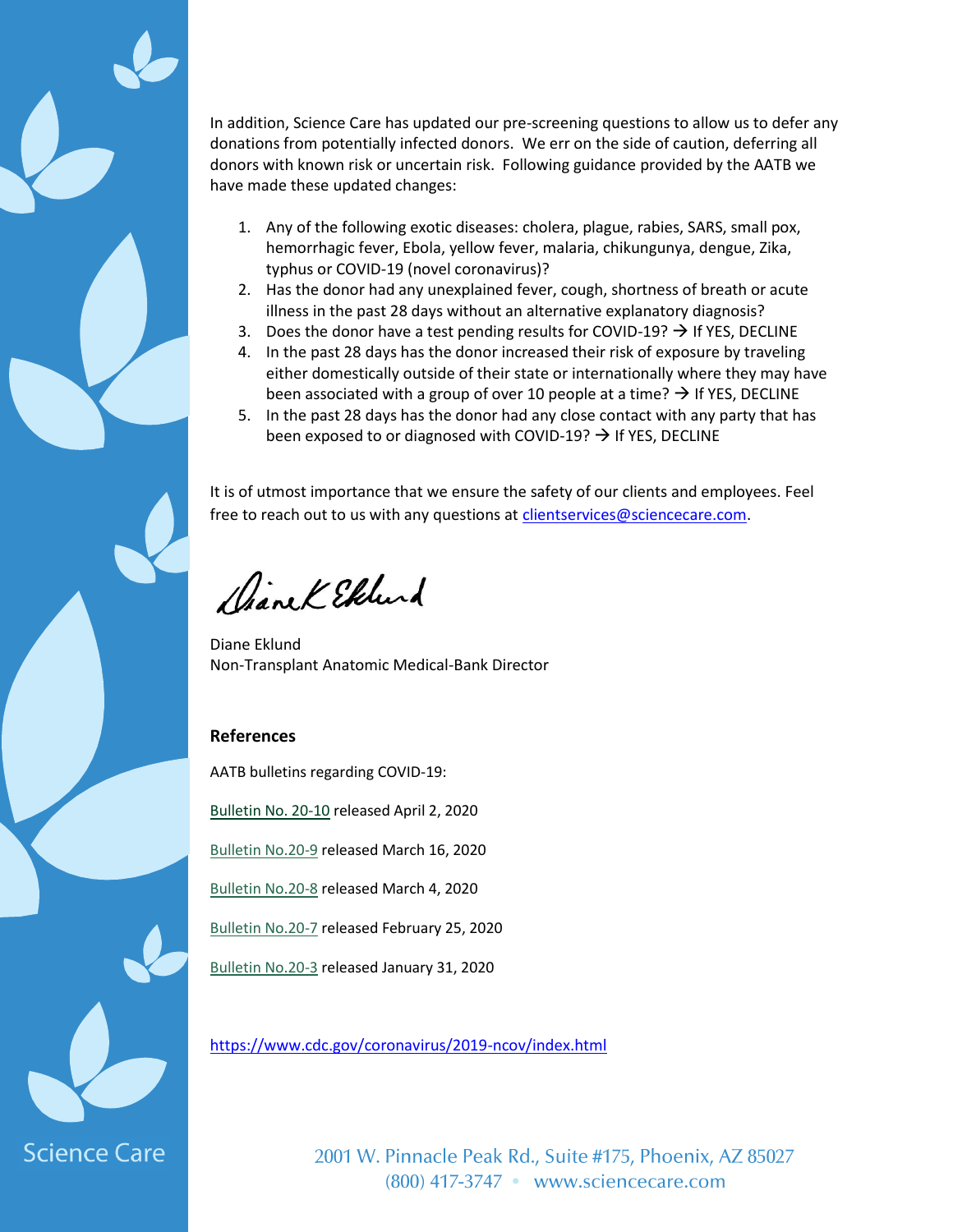In addition, Science Care has updated our pre-screening questions to allow us to defer any donations from potentially infected donors. We err on the side of caution, deferring all donors with known risk or uncertain risk. Following guidance provided by the AATB we have made these updated changes:

1. Any of the following exotic diseases: cholera, plague, rabies, SARS, small pox, hemorrhagic fever, Ebola, yellow fever, malaria, chikungunya, dengue, Zika, typhus or COVID-19 (novel coronavirus)?
2. Has the donor had any unexplained fever, cough, shortness of breath or acute illness in the past 28 days without an alternative explanatory diagnosis?
3. Does the donor have a test pending results for COVID-19? → If YES, DECLINE
4. In the past 28 days has the donor increased their risk of exposure by traveling either domestically outside of their state or internationally where they may have been associated with a group of over 10 people at a time? → If YES, DECLINE
5. In the past 28 days has the donor had any close contact with any party that has been exposed to or diagnosed with COVID-19? → If YES, DECLINE

It is of utmost importance that we ensure the safety of our clients and employees. Feel free to reach out to us with any questions at clientservices@sciencecare.com.

Diane K Eklund

Diane Eklund
Non-Transplant Anatomic Medical-Bank Director

## References

AATB bulletins regarding COVID-19:

Bulletin No. 20-10 released April 2, 2020

Bulletin No.20-9 released March 16, 2020

Bulletin No.20-8 released March 4, 2020

Bulletin No.20-7 released February 25, 2020

Bulletin No.20-3 released January 31, 2020

https://www.cdc.gov/coronavirus/2019-ncov/index.html